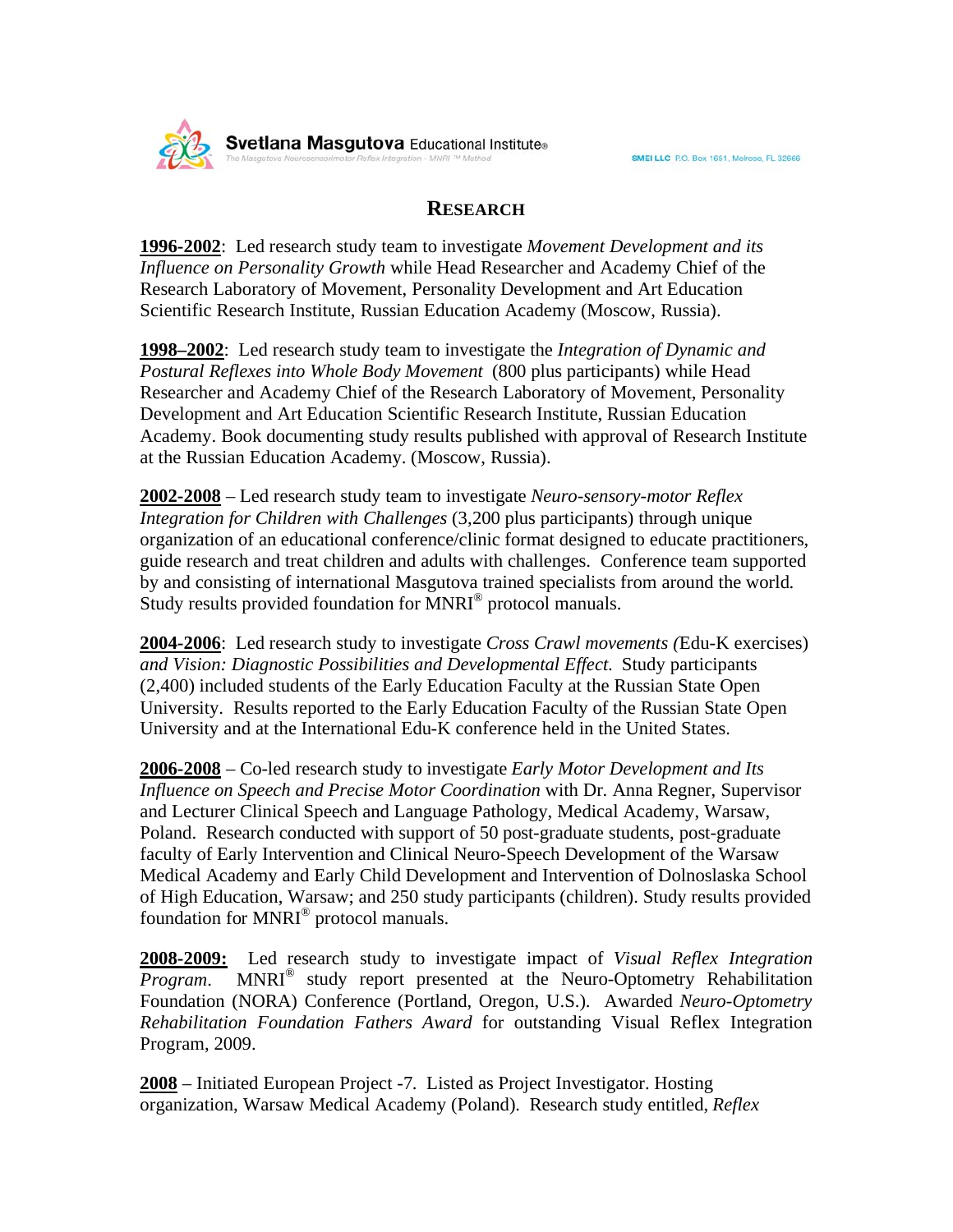# RESEARCH

**1996-2002**: Led research study team to investigate *Movement Development and its Influence on Personality Growth* while Head Researcher and Academy Chief of the Research Laboratory of Movement, Personality Development and Art Education Scientific Research Institute, Russian Education Academy (Moscow, Russia).

**1998–2002**: Led research study team to investigate the *Integration of Dynamic and Postural Reflexes into Whole Body Movement* (800 plus participants) while Head Researcher and Academy Chief of the Research Laboratory of Movement, Personality Development and Art Education Scientific Research Institute, Russian Education Academy. Book documenting study results published with approval of Research Institute at the Russian Education Academy. (Moscow, Russia).

**2002-2008** – Led research study team to investigate *Neuro-sensory-motor Reflex Integration for Children with Challenges* (3,200 plus participants) through unique organization of an educational conference/clinic format designed to educate practitioners, guide research and treat children and adults with challenges. Conference team supported by and consisting of international Masgutova trained specialists from around the world. Study results provided foundation for MNRI® protocol manuals.

**2004-2006**: Led research study to investigate *Cross Crawl movements (*Edu-K exercises) *and Vision: Diagnostic Possibilities and Developmental Effect.* Study participants (2,400) included students of the Early Education Faculty at the Russian State Open University. Results reported to the Early Education Faculty of the Russian State Open University and at the International Edu-K conference held in the United States.

**2006-2008** – Co-led research study to investigate *Early Motor Development and Its Influence on Speech and Precise Motor Coordination* with Dr. Anna Regner, Supervisor and Lecturer Clinical Speech and Language Pathology, Medical Academy, Warsaw, Poland. Research conducted with support of 50 post-graduate students, post-graduate faculty of Early Intervention and Clinical Neuro-Speech Development of the Warsaw Medical Academy and Early Child Development and Intervention of Dolnoslaska School of High Education, Warsaw; and 250 study participants (children). Study results provided foundation for MNRI® protocol manuals.

**2008-2009:** Led research study to investigate impact of *Visual Reflex Integration Program*. MNRI® study report presented at the Neuro-Optometry Rehabilitation Foundation (NORA) Conference (Portland, Oregon, U.S.). Awarded *Neuro-Optometry Rehabilitation Foundation Fathers Award* for outstanding Visual Reflex Integration Program, 2009.

**2008** – Initiated European Project -7. Listed as Project Investigator. Hosting organization, Warsaw Medical Academy (Poland). Research study entitled, *Reflex*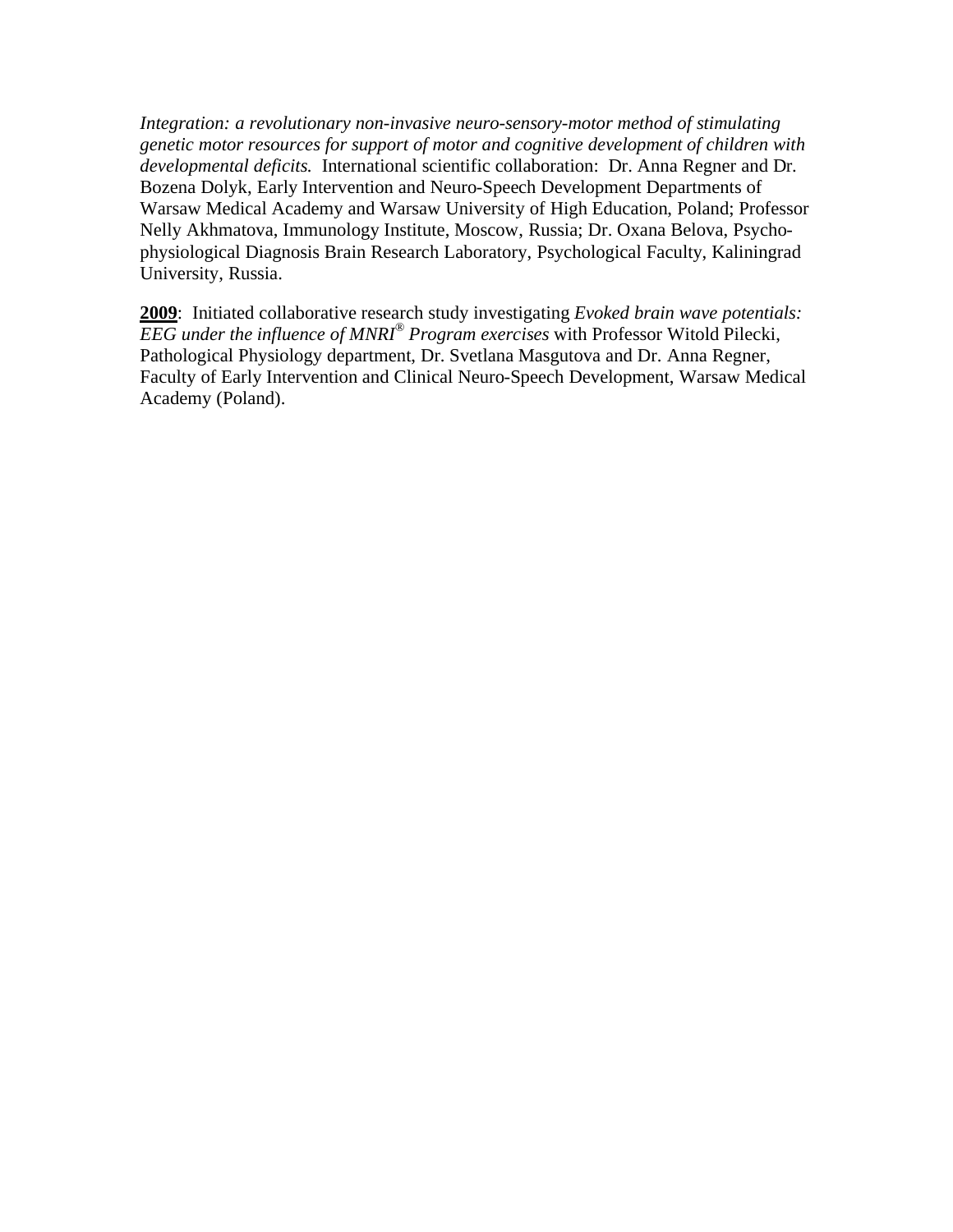*Integration: a revolutionary non-invasive neuro-sensory-motor method of stimulating genetic motor resources for support of motor and cognitive development of children with developmental deficits.* International scientific collaboration: Dr. Anna Regner and Dr. Bozena Dolyk, Early Intervention and Neuro-Speech Development Departments of Warsaw Medical Academy and Warsaw University of High Education, Poland; Professor Nelly Akhmatova, Immunology Institute, Moscow, Russia; Dr. Oxana Belova, Psycho-physiological Diagnosis Brain Research Laboratory, Psychological Faculty, Kaliningrad University, Russia.

**2009**: Initiated collaborative research study investigating *Evoked brain wave potentials: EEG under the influence of MNRI® Program exercises* with Professor Witold Pilecki, Pathological Physiology department, Dr. Svetlana Masgutova and Dr. Anna Regner, Faculty of Early Intervention and Clinical Neuro-Speech Development, Warsaw Medical Academy (Poland).